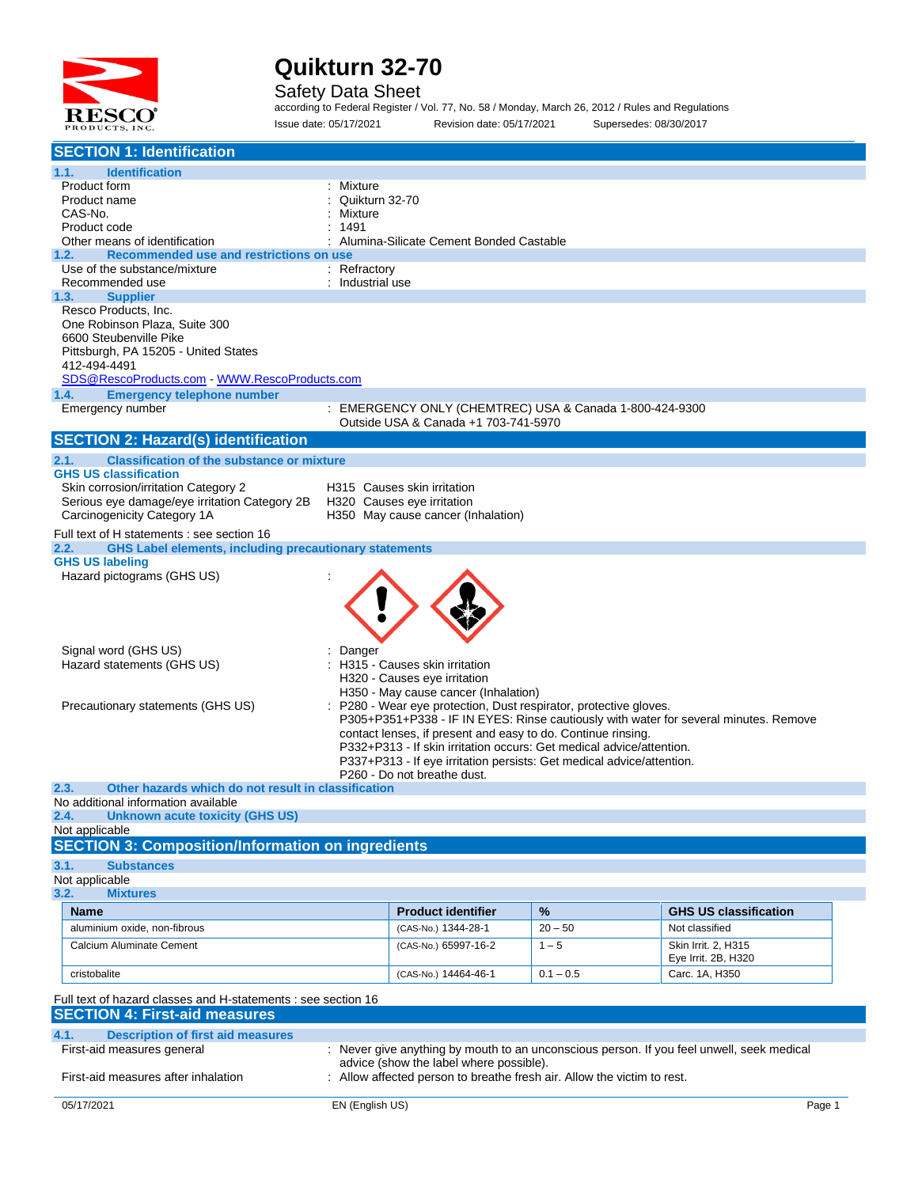# Quikturn 32-70

Safety Data Sheet

according to Federal Register / Vol. 77, No. 58 / Monday, March 26, 2012 / Rules and Regulations

Issue date: 05/17/2021 Revision date: 05/17/2021 Supersedes: 08/30/2017

## SECTION 1: Identification

### 1.1. Identification

| | |
|---|---|
| Product form | : Mixture |
| Product name | : Quikturn 32-70 |
| CAS-No. | : Mixture |
| Product code | : 1491 |
| Other means of identification | : Alumina-Silicate Cement Bonded Castable |

### 1.2. Recommended use and restrictions on use

| | |
|---|---|
| Use of the substance/mixture | : Refractory |
| Recommended use | : Industrial use |

### 1.3. Supplier

Resco Products, Inc.
One Robinson Plaza, Suite 300
6600 Steubenville Pike
Pittsburgh, PA 15205 - United States
412-494-4491
SDS@RescoProducts.com - WWW.RescoProducts.com

### 1.4. Emergency telephone number

| | |
|---|---|
| Emergency number | : EMERGENCY ONLY (CHEMTREC) USA & Canada 1-800-424-9300<br>Outside USA & Canada +1 703-741-5970 |

## SECTION 2: Hazard(s) identification

### 2.1. Classification of the substance or mixture

**GHS US classification**

| | |
|---|---|
| Skin corrosion/irritation Category 2 | H315 Causes skin irritation |
| Serious eye damage/eye irritation Category 2B | H320 Causes eye irritation |
| Carcinogenicity Category 1A | H350 May cause cancer (Inhalation) |

Full text of H statements : see section 16

### 2.2. GHS Label elements, including precautionary statements

**GHS US labeling**

Hazard pictograms (GHS US) :

Signal word (GHS US) : Danger

Hazard statements (GHS US) :
- H315 - Causes skin irritation
- H320 - Causes eye irritation
- H350 - May cause cancer (Inhalation)

Precautionary statements (GHS US) :
- P280 - Wear eye protection, Dust respirator, protective gloves.
- P305+P351+P338 - IF IN EYES: Rinse cautiously with water for several minutes. Remove contact lenses, if present and easy to do. Continue rinsing.
- P332+P313 - If skin irritation occurs: Get medical advice/attention.
- P337+P313 - If eye irritation persists: Get medical advice/attention.
- P260 - Do not breathe dust.

### 2.3. Other hazards which do not result in classification

No additional information available

### 2.4. Unknown acute toxicity (GHS US)

Not applicable

## SECTION 3: Composition/Information on ingredients

### 3.1. Substances

Not applicable

### 3.2. Mixtures

| Name | Product identifier | % | GHS US classification |
|---|---|---|---|
| aluminium oxide, non-fibrous | (CAS-No.) 1344-28-1 | 20 – 50 | Not classified |
| Calcium Aluminate Cement | (CAS-No.) 65997-16-2 | 1 – 5 | Skin Irrit. 2, H315<br>Eye Irrit. 2B, H320 |
| cristobalite | (CAS-No.) 14464-46-1 | 0.1 – 0.5 | Carc. 1A, H350 |

Full text of hazard classes and H-statements : see section 16

## SECTION 4: First-aid measures

### 4.1. Description of first aid measures

| | |
|---|---|
| First-aid measures general | : Never give anything by mouth to an unconscious person. If you feel unwell, seek medical advice (show the label where possible). |
| First-aid measures after inhalation | : Allow affected person to breathe fresh air. Allow the victim to rest. |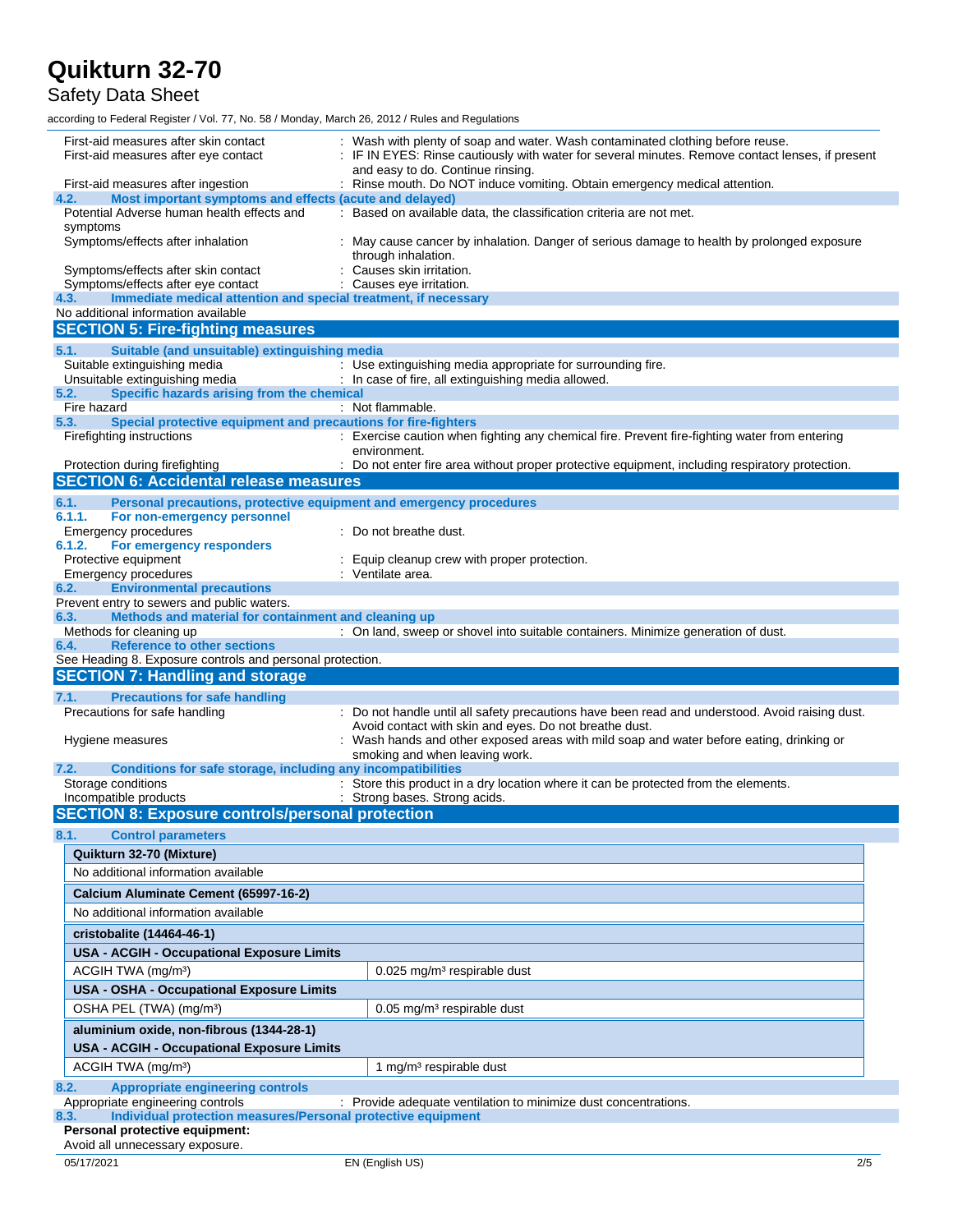First-aid measures after skin contact : Wash with plenty of soap and water. Wash contaminated clothing before reuse.

First-aid measures after eye contact : IF IN EYES: Rinse cautiously with water for several minutes. Remove contact lenses, if present and easy to do. Continue rinsing.

First-aid measures after ingestion : Rinse mouth. Do NOT induce vomiting. Obtain emergency medical attention.

### 4.2. Most important symptoms and effects (acute and delayed)

Potential Adverse human health effects and symptoms : Based on available data, the classification criteria are not met.

Symptoms/effects after inhalation : May cause cancer by inhalation. Danger of serious damage to health by prolonged exposure through inhalation.

Symptoms/effects after skin contact : Causes skin irritation.

Symptoms/effects after eye contact : Causes eye irritation.

### 4.3. Immediate medical attention and special treatment, if necessary

No additional information available

## SECTION 5: Fire-fighting measures

### 5.1. Suitable (and unsuitable) extinguishing media

Suitable extinguishing media : Use extinguishing media appropriate for surrounding fire.

Unsuitable extinguishing media : In case of fire, all extinguishing media allowed.

### 5.2. Specific hazards arising from the chemical

Fire hazard : Not flammable.

### 5.3. Special protective equipment and precautions for fire-fighters

Firefighting instructions : Exercise caution when fighting any chemical fire. Prevent fire-fighting water from entering environment.

Protection during firefighting : Do not enter fire area without proper protective equipment, including respiratory protection.

## SECTION 6: Accidental release measures

### 6.1. Personal precautions, protective equipment and emergency procedures

#### 6.1.1. For non-emergency personnel

Emergency procedures : Do not breathe dust.

#### 6.1.2. For emergency responders

Protective equipment : Equip cleanup crew with proper protection.

Emergency procedures : Ventilate area.

### 6.2. Environmental precautions

Prevent entry to sewers and public waters.

### 6.3. Methods and material for containment and cleaning up

Methods for cleaning up : On land, sweep or shovel into suitable containers. Minimize generation of dust.

### 6.4. Reference to other sections

See Heading 8. Exposure controls and personal protection.

## SECTION 7: Handling and storage

### 7.1. Precautions for safe handling

Precautions for safe handling : Do not handle until all safety precautions have been read and understood. Avoid raising dust. Avoid contact with skin and eyes. Do not breathe dust.

Hygiene measures : Wash hands and other exposed areas with mild soap and water before eating, drinking or smoking and when leaving work.

### 7.2. Conditions for safe storage, including any incompatibilities

Storage conditions : Store this product in a dry location where it can be protected from the elements.

Incompatible products : Strong bases. Strong acids.

## SECTION 8: Exposure controls/personal protection

### 8.1. Control parameters

| **Quikturn 32-70 (Mixture)** | |
|---|---|
| No additional information available | |
| **Calcium Aluminate Cement (65997-16-2)** | |
| No additional information available | |
| **cristobalite (14464-46-1)** | |
| **USA - ACGIH - Occupational Exposure Limits** | |
| ACGIH TWA (mg/m³) | 0.025 mg/m³ respirable dust |
| **USA - OSHA - Occupational Exposure Limits** | |
| OSHA PEL (TWA) (mg/m³) | 0.05 mg/m³ respirable dust |
| **aluminium oxide, non-fibrous (1344-28-1)** | |
| **USA - ACGIH - Occupational Exposure Limits** | |
| ACGIH TWA (mg/m³) | 1 mg/m³ respirable dust |

### 8.2. Appropriate engineering controls

Appropriate engineering controls : Provide adequate ventilation to minimize dust concentrations.

### 8.3. Individual protection measures/Personal protective equipment

**Personal protective equipment:**

Avoid all unnecessary exposure.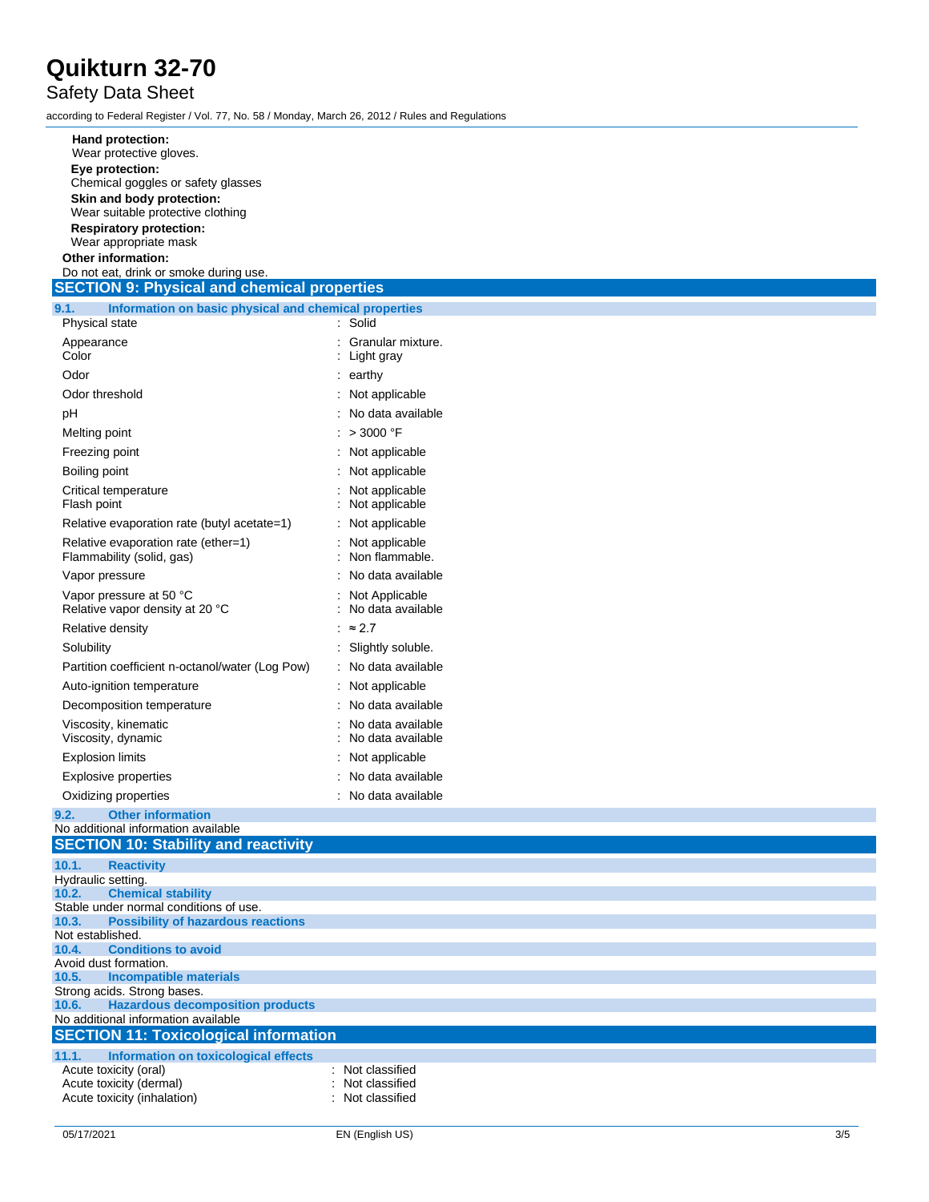**Hand protection:**
Wear protective gloves.

**Eye protection:**
Chemical goggles or safety glasses

**Skin and body protection:**
Wear suitable protective clothing

**Respiratory protection:**
Wear appropriate mask

**Other information:**
Do not eat, drink or smoke during use.

## SECTION 9: Physical and chemical properties

### 9.1. Information on basic physical and chemical properties

| | |
|---|---|
| Physical state | : Solid |
| Appearance | : Granular mixture. |
| Color | : Light gray |
| Odor | : earthy |
| Odor threshold | : Not applicable |
| pH | : No data available |
| Melting point | : > 3000 °F |
| Freezing point | : Not applicable |
| Boiling point | : Not applicable |
| Critical temperature | : Not applicable |
| Flash point | : Not applicable |
| Relative evaporation rate (butyl acetate=1) | : Not applicable |
| Relative evaporation rate (ether=1) | : Not applicable |
| Flammability (solid, gas) | : Non flammable. |
| Vapor pressure | : No data available |
| Vapor pressure at 50 °C | : Not Applicable |
| Relative vapor density at 20 °C | : No data available |
| Relative density | : ≈ 2.7 |
| Solubility | : Slightly soluble. |
| Partition coefficient n-octanol/water (Log Pow) | : No data available |
| Auto-ignition temperature | : Not applicable |
| Decomposition temperature | : No data available |
| Viscosity, kinematic | : No data available |
| Viscosity, dynamic | : No data available |
| Explosion limits | : Not applicable |
| Explosive properties | : No data available |
| Oxidizing properties | : No data available |

### 9.2. Other information

No additional information available

## SECTION 10: Stability and reactivity

### 10.1. Reactivity

Hydraulic setting.

### 10.2. Chemical stability

Stable under normal conditions of use.

### 10.3. Possibility of hazardous reactions

Not established.

### 10.4. Conditions to avoid

Avoid dust formation.

### 10.5. Incompatible materials

Strong acids. Strong bases.

### 10.6. Hazardous decomposition products

No additional information available

## SECTION 11: Toxicological information

### 11.1. Information on toxicological effects

| | |
|---|---|
| Acute toxicity (oral) | : Not classified |
| Acute toxicity (dermal) | : Not classified |
| Acute toxicity (inhalation) | : Not classified |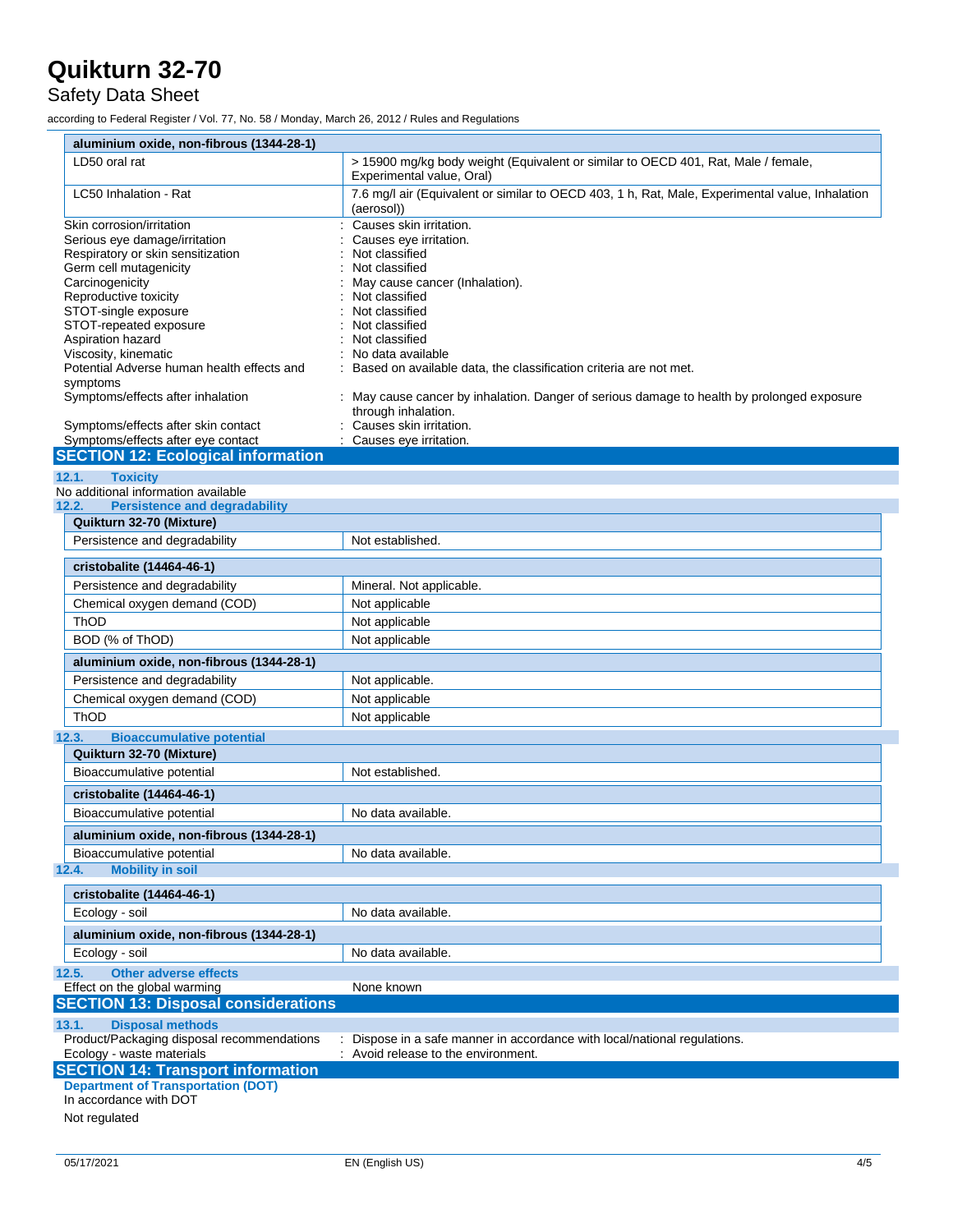| aluminium oxide, non-fibrous (1344-28-1) | |
|---|---|
| LD50 oral rat | > 15900 mg/kg body weight (Equivalent or similar to OECD 401, Rat, Male / female, Experimental value, Oral) |
| LC50 Inhalation - Rat | 7.6 mg/l air (Equivalent or similar to OECD 403, 1 h, Rat, Male, Experimental value, Inhalation (aerosol)) |

Skin corrosion/irritation : Causes skin irritation.

Serious eye damage/irritation : Causes eye irritation.

Respiratory or skin sensitization : Not classified

Germ cell mutagenicity : Not classified

Carcinogenicity : May cause cancer (Inhalation).

Reproductive toxicity : Not classified

STOT-single exposure : Not classified

STOT-repeated exposure : Not classified

Aspiration hazard : Not classified

Viscosity, kinematic : No data available

Potential Adverse human health effects and symptoms : Based on available data, the classification criteria are not met.

Symptoms/effects after inhalation : May cause cancer by inhalation. Danger of serious damage to health by prolonged exposure through inhalation.

Symptoms/effects after skin contact : Causes skin irritation.

Symptoms/effects after eye contact : Causes eye irritation.

## SECTION 12: Ecological information

### 12.1. Toxicity

No additional information available

### 12.2. Persistence and degradability

| Quikturn 32-70 (Mixture) | |
|---|---|
| Persistence and degradability | Not established. |

| cristobalite (14464-46-1) | |
|---|---|
| Persistence and degradability | Mineral. Not applicable. |
| Chemical oxygen demand (COD) | Not applicable |
| ThOD | Not applicable |
| BOD (% of ThOD) | Not applicable |

| aluminium oxide, non-fibrous (1344-28-1) | |
|---|---|
| Persistence and degradability | Not applicable. |
| Chemical oxygen demand (COD) | Not applicable |
| ThOD | Not applicable |

### 12.3. Bioaccumulative potential

| Quikturn 32-70 (Mixture) | |
|---|---|
| Bioaccumulative potential | Not established. |

| cristobalite (14464-46-1) | |
|---|---|
| Bioaccumulative potential | No data available. |

| aluminium oxide, non-fibrous (1344-28-1) | |
|---|---|
| Bioaccumulative potential | No data available. |

### 12.4. Mobility in soil

| cristobalite (14464-46-1) | |
|---|---|
| Ecology - soil | No data available. |

| aluminium oxide, non-fibrous (1344-28-1) | |
|---|---|
| Ecology - soil | No data available. |

### 12.5. Other adverse effects

Effect on the global warming : None known

## SECTION 13: Disposal considerations

### 13.1. Disposal methods

Product/Packaging disposal recommendations : Dispose in a safe manner in accordance with local/national regulations.

Ecology - waste materials : Avoid release to the environment.

## SECTION 14: Transport information

**Department of Transportation (DOT)**

In accordance with DOT

Not regulated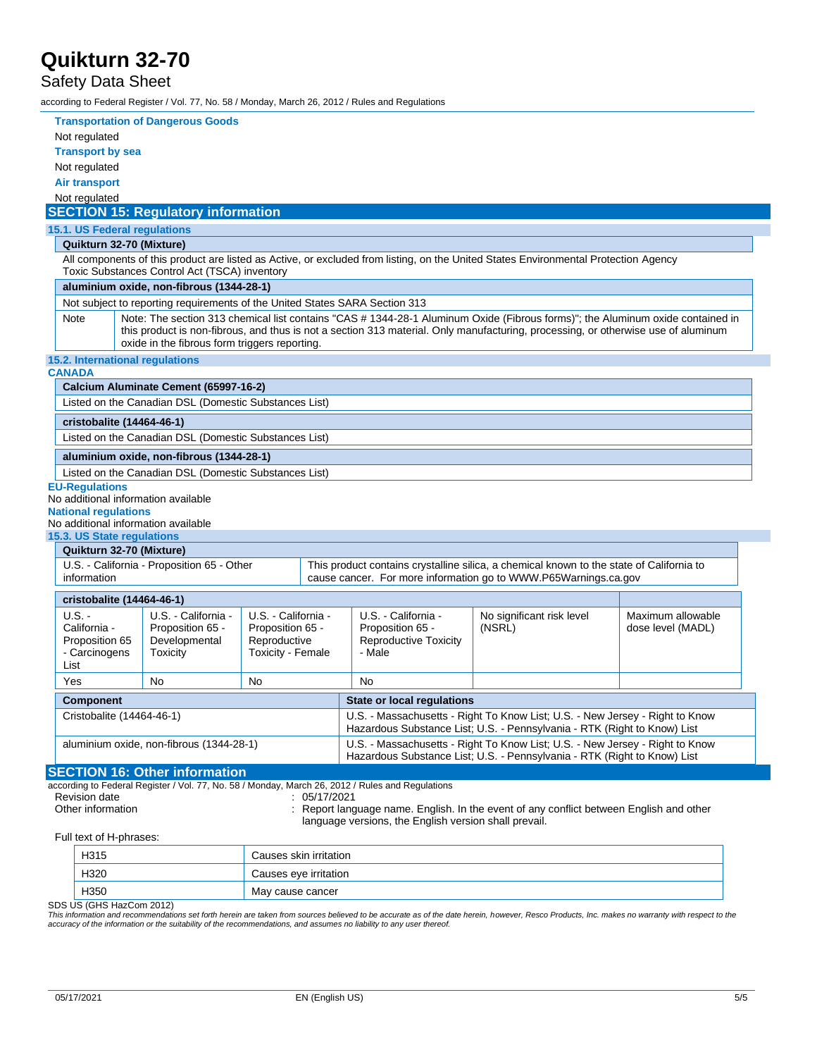**Transportation of Dangerous Goods**

Not regulated

**Transport by sea**

Not regulated

**Air transport**

Not regulated

## SECTION 15: Regulatory information

### 15.1. US Federal regulations

| **Quikturn 32-70 (Mixture)** |
|---|
| All components of this product are listed as Active, or excluded from listing, on the United States Environmental Protection Agency Toxic Substances Control Act (TSCA) inventory |

| **aluminium oxide, non-fibrous (1344-28-1)** | |
|---|---|
| Not subject to reporting requirements of the United States SARA Section 313 | |
| Note | Note: The section 313 chemical list contains "CAS # 1344-28-1 Aluminum Oxide (Fibrous forms)"; the Aluminum oxide contained in this product is non-fibrous, and thus is not a section 313 material. Only manufacturing, processing, or otherwise use of aluminum oxide in the fibrous form triggers reporting. |

### 15.2. International regulations

**CANADA**

| **Calcium Aluminate Cement (65997-16-2)** |
|---|
| Listed on the Canadian DSL (Domestic Substances List) |

| **cristobalite (14464-46-1)** |
|---|
| Listed on the Canadian DSL (Domestic Substances List) |

| **aluminium oxide, non-fibrous (1344-28-1)** |
|---|
| Listed on the Canadian DSL (Domestic Substances List) |

**EU-Regulations**

No additional information available

**National regulations**

No additional information available

### 15.3. US State regulations

| **Quikturn 32-70 (Mixture)** | |
|---|---|
| U.S. - California - Proposition 65 - Other information | This product contains crystalline silica, a chemical known to the state of California to cause cancer. For more information go to WWW.P65Warnings.ca.gov |

| **cristobalite (14464-46-1)** | | | | | |
|---|---|---|---|---|---|
| U.S. - California - Proposition 65 - Carcinogens List | U.S. - California - Proposition 65 - Developmental Toxicity | U.S. - California - Proposition 65 - Reproductive Toxicity - Female | U.S. - California - Proposition 65 - Reproductive Toxicity - Male | No significant risk level (NSRL) | Maximum allowable dose level (MADL) |
| Yes | No | No | No | | |

| Component | State or local regulations |
|---|---|
| Cristobalite (14464-46-1) | U.S. - Massachusetts - Right To Know List; U.S. - New Jersey - Right to Know Hazardous Substance List; U.S. - Pennsylvania - RTK (Right to Know) List |
| aluminium oxide, non-fibrous (1344-28-1) | U.S. - Massachusetts - Right To Know List; U.S. - New Jersey - Right to Know Hazardous Substance List; U.S. - Pennsylvania - RTK (Right to Know) List |

## SECTION 16: Other information

according to Federal Register / Vol. 77, No. 58 / Monday, March 26, 2012 / Rules and Regulations

Revision date : 05/17/2021

Other information : Report language name. English. In the event of any conflict between English and other language versions, the English version shall prevail.

Full text of H-phrases:

| | |
|---|---|
| H315 | Causes skin irritation |
| H320 | Causes eye irritation |
| H350 | May cause cancer |

SDS US (GHS HazCom 2012)

*This information and recommendations set forth herein are taken from sources believed to be accurate as of the date herein, however, Resco Products, Inc. makes no warranty with respect to the accuracy of the information or the suitability of the recommendations, and assumes no liability to any user thereof.*